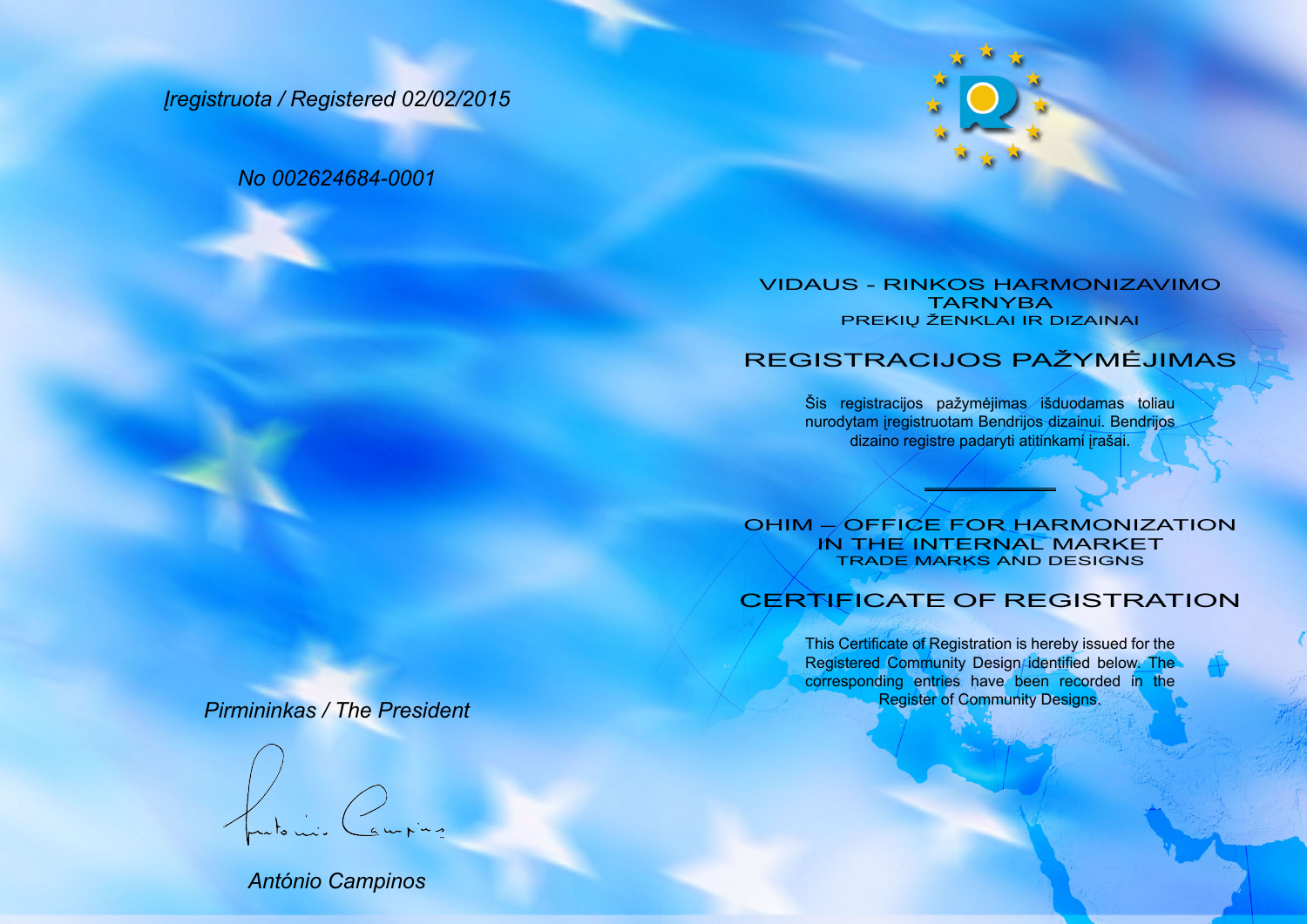*Įregistruota / Registered 02/02/2015*

*No 002624684-0001*

VIDAUS - RINKOS HARMONIZAVIMO TARNYBA
PREKIŲ ŽENKLAI IR DIZAINAI

## REGISTRACIJOS PAŽYMĖJIMAS

Šis registracijos pažymėjimas išduodamas toliau nurodytam įregistruotam Bendrijos dizainui. Bendrijos dizaino registre padaryti atitinkami įrašai.

---

OHIM – OFFICE FOR HARMONIZATION IN THE INTERNAL MARKET
TRADE MARKS AND DESIGNS

## CERTIFICATE OF REGISTRATION

This Certificate of Registration is hereby issued for the Registered Community Design identified below. The corresponding entries have been recorded in the Register of Community Designs.

*Pirmininkas / The President*

*António Campinos*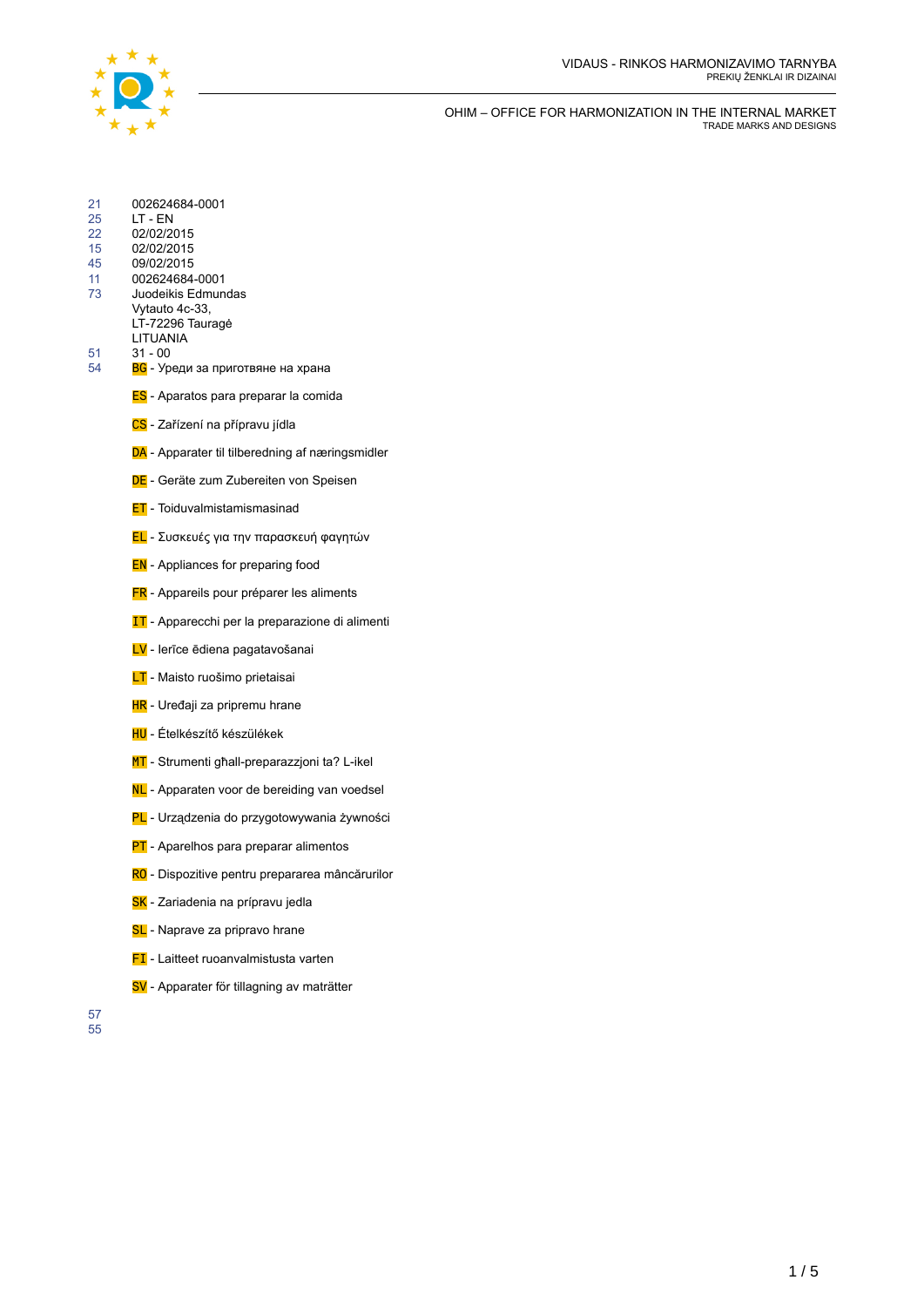VIDAUS - RINKOS HARMONIZAVIMO TARNYBA
PREKIŲ ŽENKLAI IR DIZAINAI

OHIM – OFFICE FOR HARMONIZATION IN THE INTERNAL MARKET
TRADE MARKS AND DESIGNS

| | |
|---|---|
| 21 | 002624684-0001 |
| 25 | LT - EN |
| 22 | 02/02/2015 |
| 15 | 02/02/2015 |
| 45 | 09/02/2015 |
| 11 | 002624684-0001 |
| 73 | Juodeikis Edmundas<br>Vytauto 4c-33,<br>LT-72296 Tauragė<br>LITUANIA |
| 51 | 31 - 00 |
| 54 | BG - Уреди за приготвяне на храна |

ES - Aparatos para preparar la comida

CS - Zařízení na přípravu jídla

DA - Apparater til tilberedning af næringsmidler

DE - Geräte zum Zubereiten von Speisen

ET - Toiduvalmistamismasinad

EL - Συσκευές για την παρασκευή φαγητών

EN - Appliances for preparing food

FR - Appareils pour préparer les aliments

IT - Apparecchi per la preparazione di alimenti

LV - Ierīce ēdiena pagatavošanai

LT - Maisto ruošimo prietaisai

HR - Uređaji za pripremu hrane

HU - Ételkészítő készülékek

MT - Strumenti għall-preparazzjoni ta? L-ikel

NL - Apparaten voor de bereiding van voedsel

PL - Urządzenia do przygotowywania żywności

PT - Aparelhos para preparar alimentos

RO - Dispozitive pentru prepararea mâncărurilor

SK - Zariadenia na prípravu jedla

SL - Naprave za pripravo hrane

FI - Laitteet ruoanvalmistusta varten

SV - Apparater för tillagning av maträtter

57

55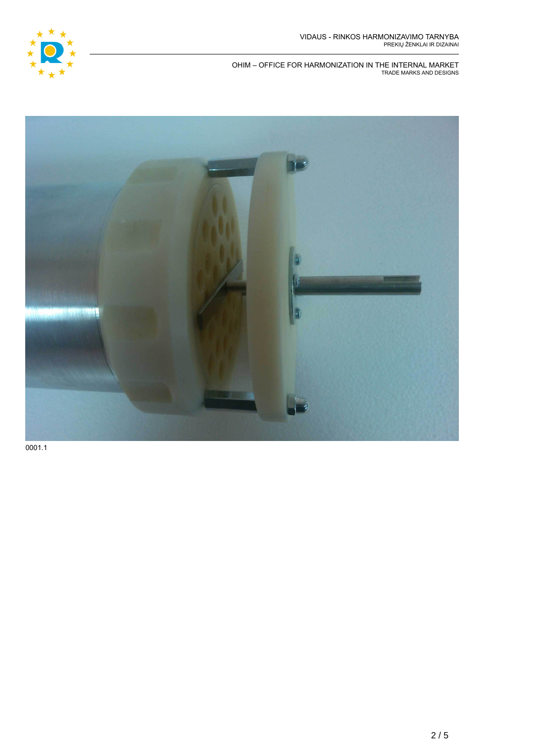0001.1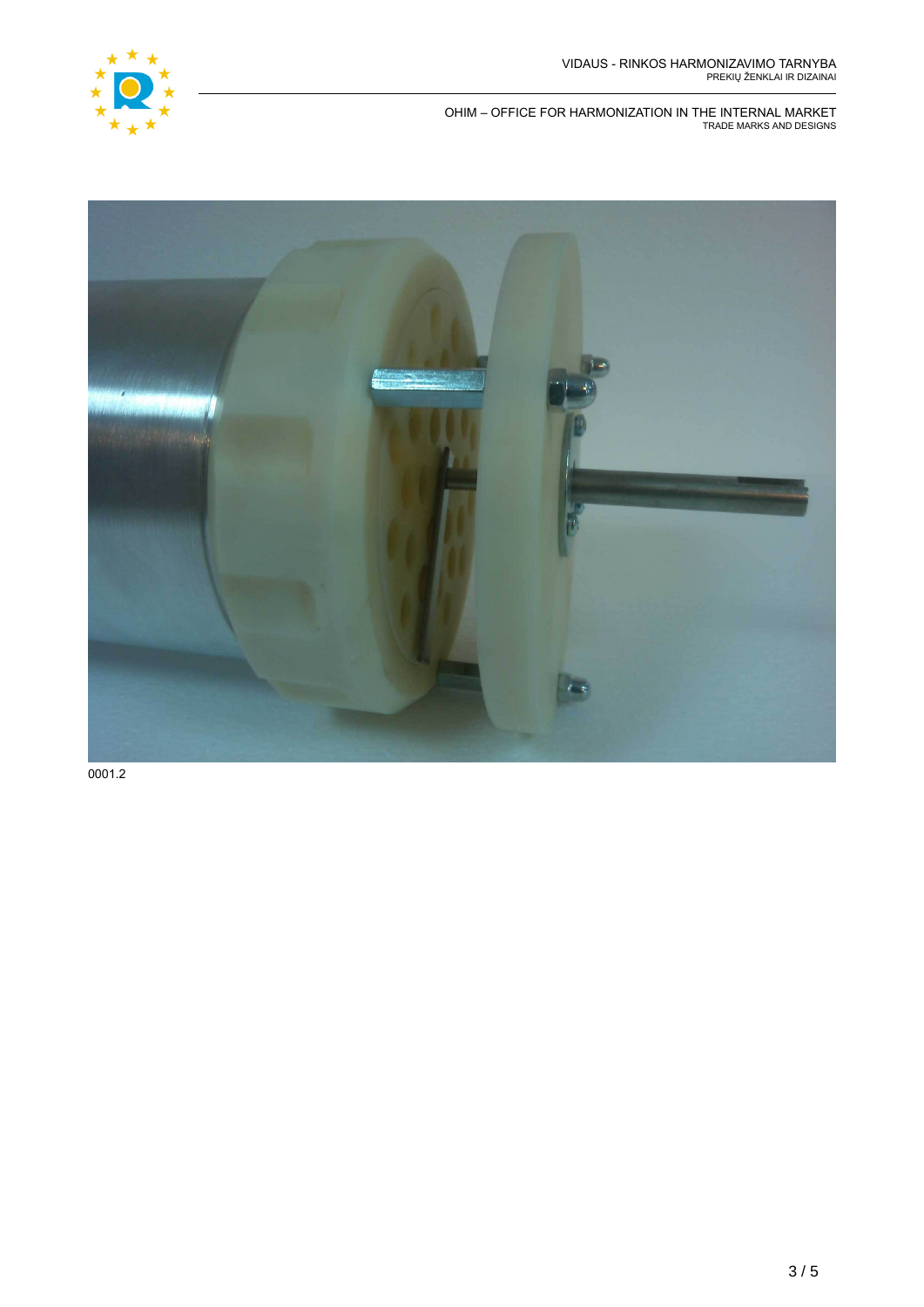0001.2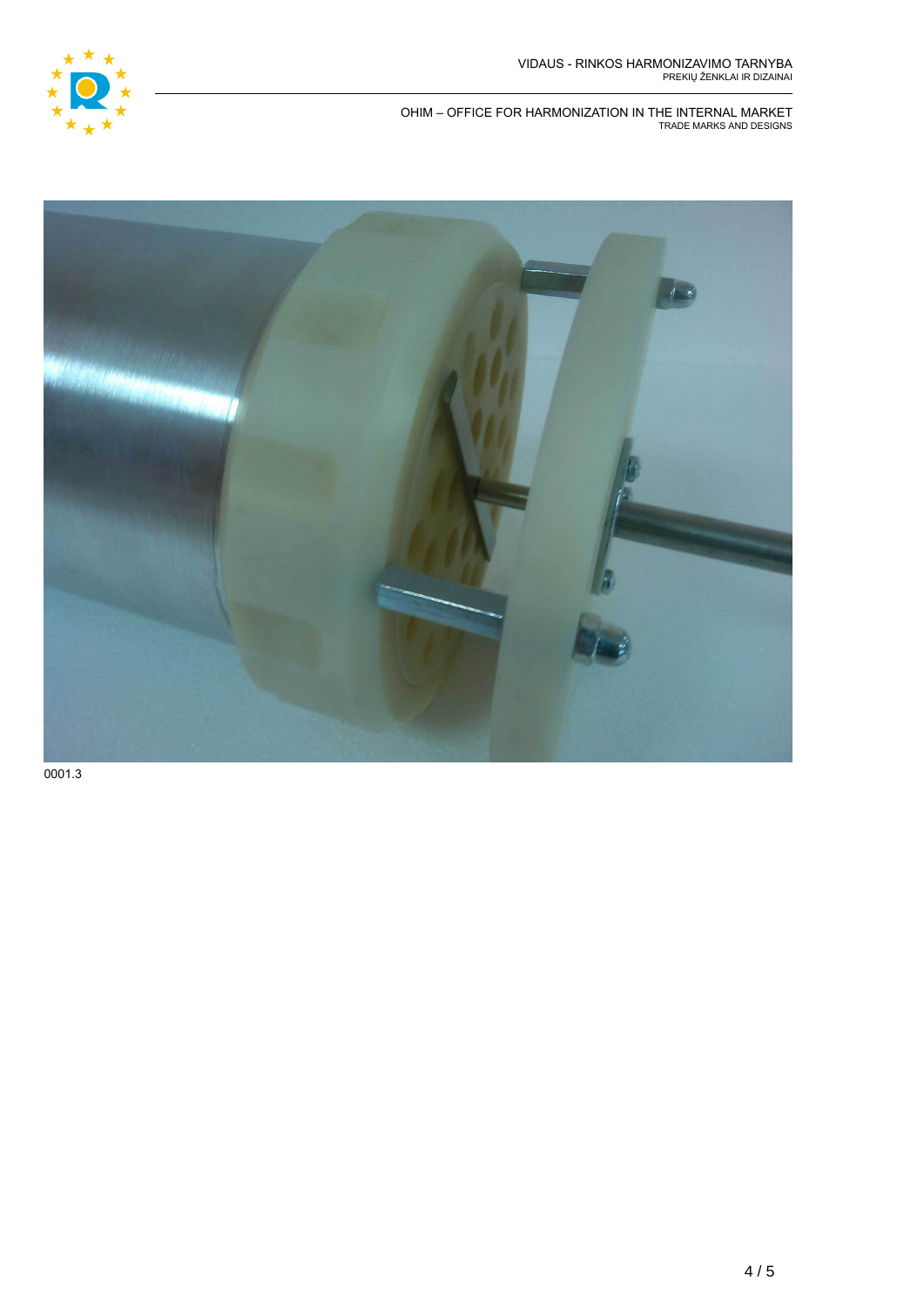VIDAUS - RINKOS HARMONIZAVIMO TARNYBA
PREKIŲ ŽENKLAI IR DIZAINAI

OHIM – OFFICE FOR HARMONIZATION IN THE INTERNAL MARKET
TRADE MARKS AND DESIGNS

0001.3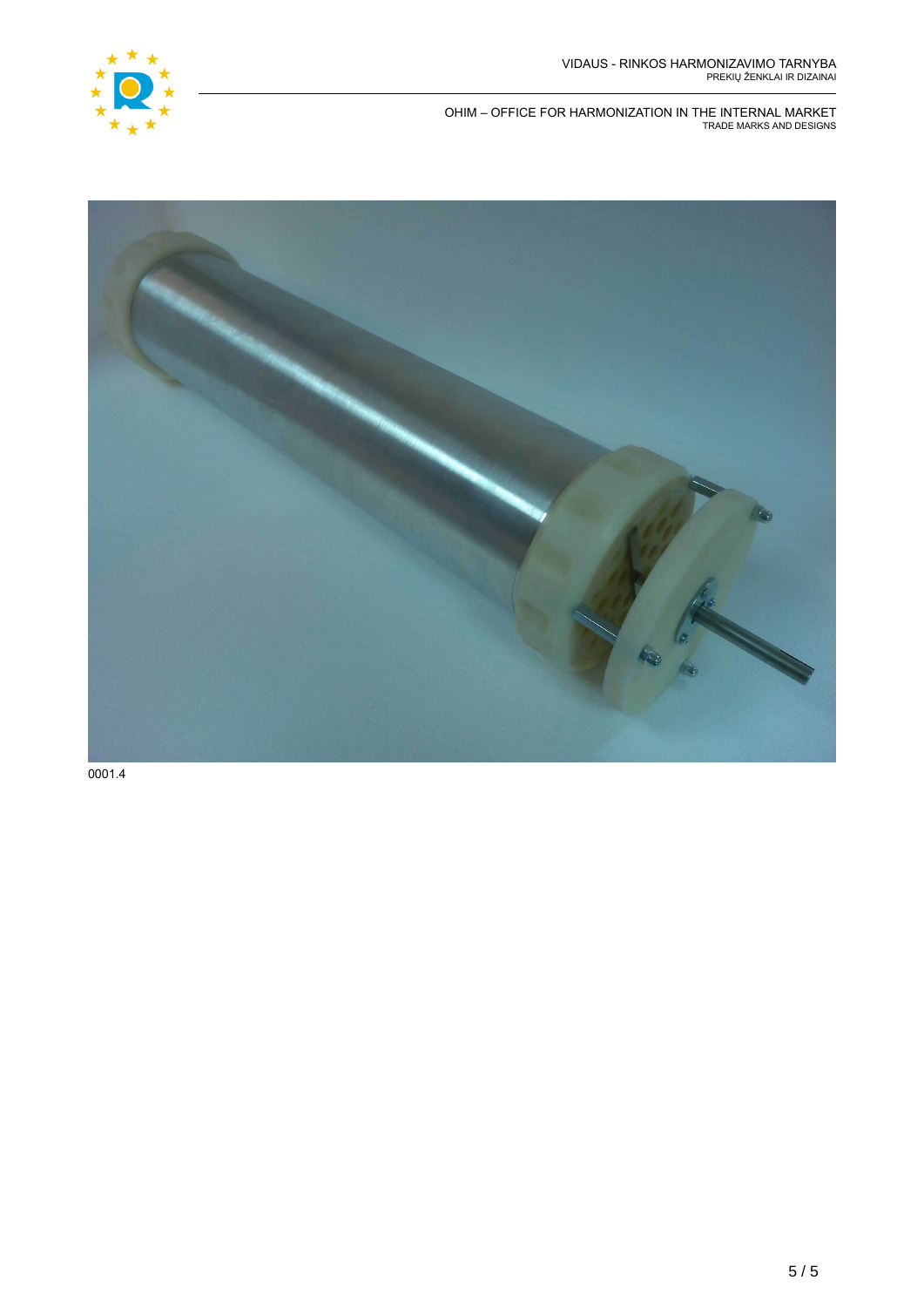0001.4